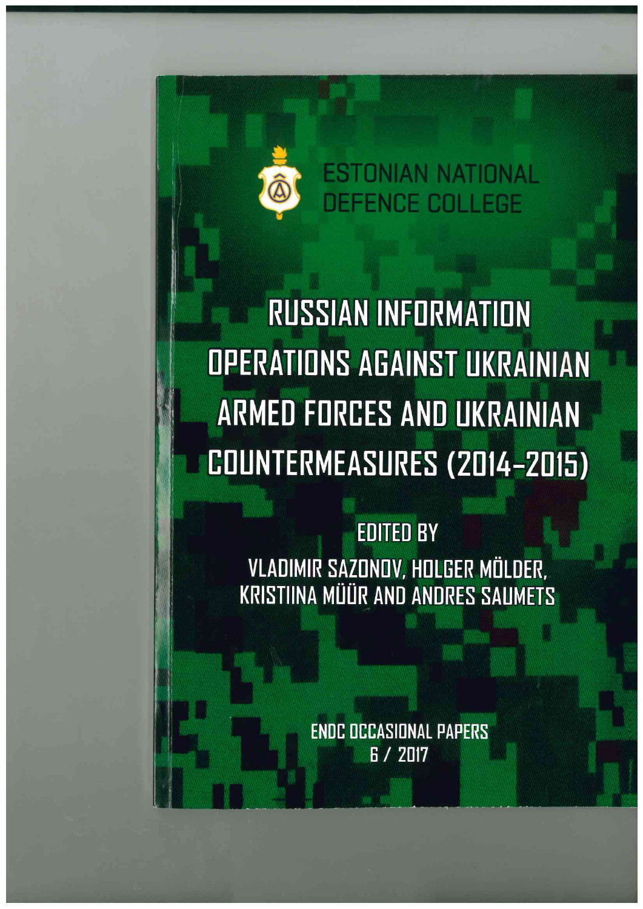ESTONIAN NATIONAL DEFENCE COLLEGE

# RUSSIAN INFORMATION OPERATIONS AGAINST UKRAINIAN ARMED FORCES AND UKRAINIAN COUNTERMEASURES (2014–2015)

EDITED BY

VLADIMIR SAZONOV, HOLGER MÖLDER, KRISTIINA MÜÜR AND ANDRES SAUMETS

ENDC OCCASIONAL PAPERS

6 / 2017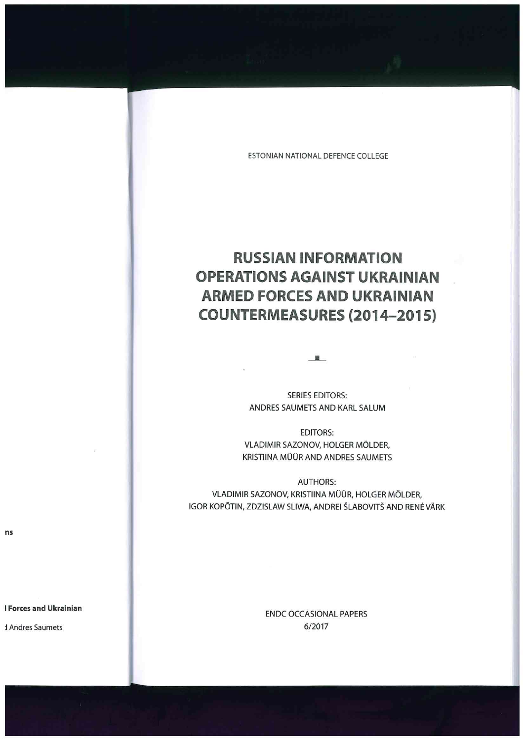ESTONIAN NATIONAL DEFENCE COLLEGE

# RUSSIAN INFORMATION OPERATIONS AGAINST UKRAINIAN ARMED FORCES AND UKRAINIAN COUNTERMEASURES (2014–2015)

SERIES EDITORS:
ANDRES SAUMETS AND KARL SALUM

EDITORS:
VLADIMIR SAZONOV, HOLGER MÖLDER,
KRISTIINA MÜÜR AND ANDRES SAUMETS

AUTHORS:
VLADIMIR SAZONOV, KRISTIINA MÜÜR, HOLGER MÖLDER,
IGOR KOPÕTIN, ZDZISLAW SLIWA, ANDREI ŠLABOVITŠ AND RENÉ VÄRK

ENDC OCCASIONAL PAPERS
6/2017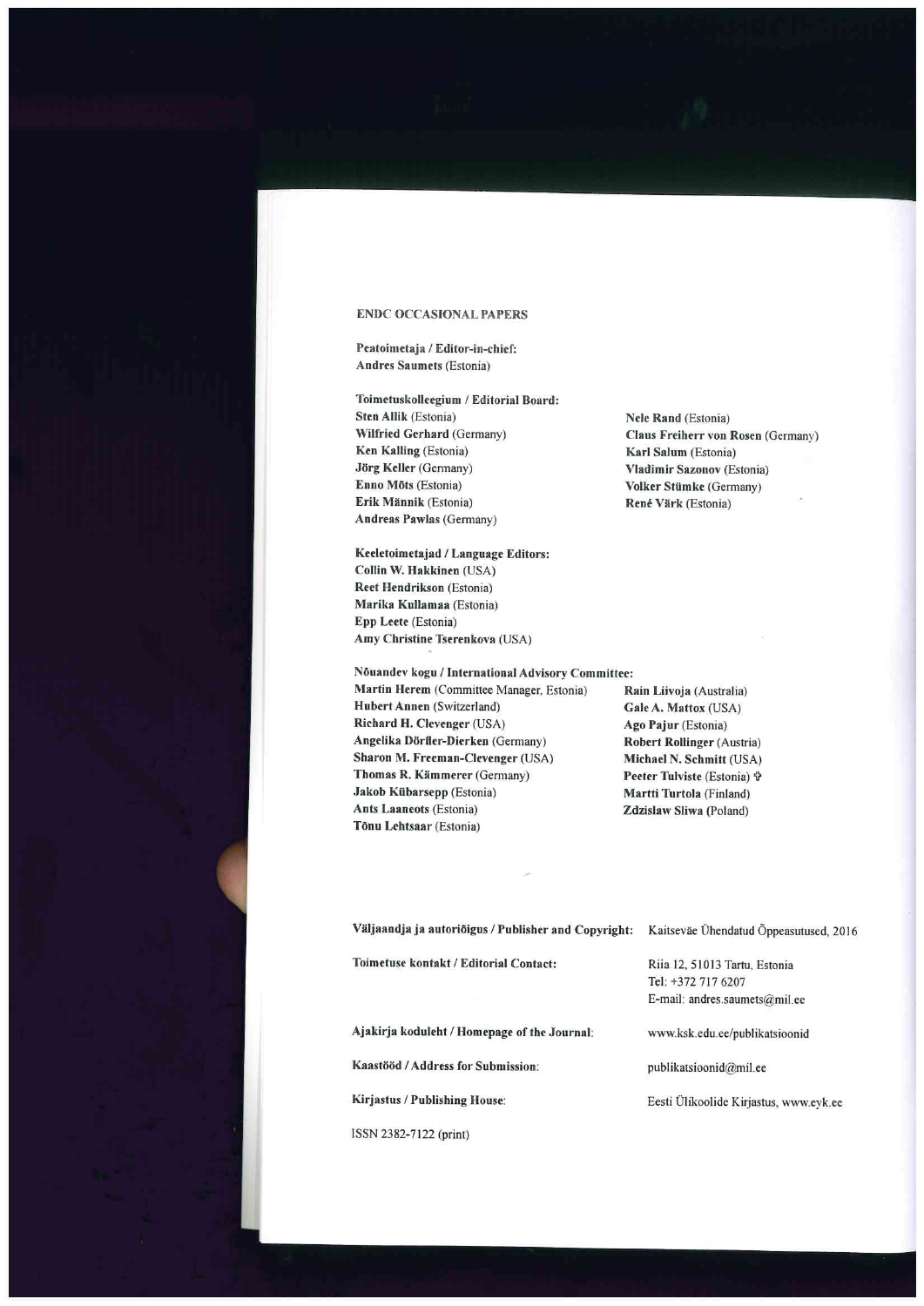**ENDC OCCASIONAL PAPERS**

**Peatoimetaja / Editor-in-chief:**
**Andres Saumets** (Estonia)

**Toimetuskolleegium / Editorial Board:**
**Sten Allik** (Estonia)
**Wilfried Gerhard** (Germany)
**Ken Kalling** (Estonia)
**Jörg Keller** (Germany)
**Enno Mõts** (Estonia)
**Erik Männik** (Estonia)
**Andreas Pawlas** (Germany)
**Nele Rand** (Estonia)
**Claus Freiherr von Rosen** (Germany)
**Karl Salum** (Estonia)
**Vladimir Sazonov** (Estonia)
**Volker Stümke** (Germany)
**René Värk** (Estonia)

**Keeletoimetajad / Language Editors:**
**Collin W. Hakkinen** (USA)
**Reet Hendrikson** (Estonia)
**Marika Kullamaa** (Estonia)
**Epp Leete** (Estonia)
**Amy Christine Tserenkova** (USA)

**Nõuandev kogu / International Advisory Committee:**
**Martin Herem** (Committee Manager, Estonia)
**Hubert Annen** (Switzerland)
**Richard H. Clevenger** (USA)
**Angelika Dörfler-Dierken** (Germany)
**Sharon M. Freeman-Clevenger** (USA)
**Thomas R. Kämmerer** (Germany)
**Jakob Kübarsepp** (Estonia)
**Ants Laaneots** (Estonia)
**Tõnu Lehtsaar** (Estonia)
**Rain Liivoja** (Australia)
**Gale A. Mattox** (USA)
**Ago Pajur** (Estonia)
**Robert Rollinger** (Austria)
**Michael N. Schmitt** (USA)
**Peeter Tulviste** (Estonia) ✝
**Martti Turtola** (Finland)
**Zdzislaw Sliwa** (Poland)

**Väljaandja ja autoriõigus / Publisher and Copyright:** Kaitseväe Ühendatud Õppeasutused, 2016

**Toimetuse kontakt / Editorial Contact:** Riia 12, 51013 Tartu, Estonia
Tel: +372 717 6207
E-mail: andres.saumets@mil.ee

**Ajakirja koduleht / Homepage of the Journal:** www.ksk.edu.ee/publikatsioonid

**Kaastööd / Address for Submission:** publikatsioonid@mil.ee

**Kirjastus / Publishing House:** Eesti Ülikoolide Kirjastus, www.eyk.ee

ISSN 2382-7122 (print)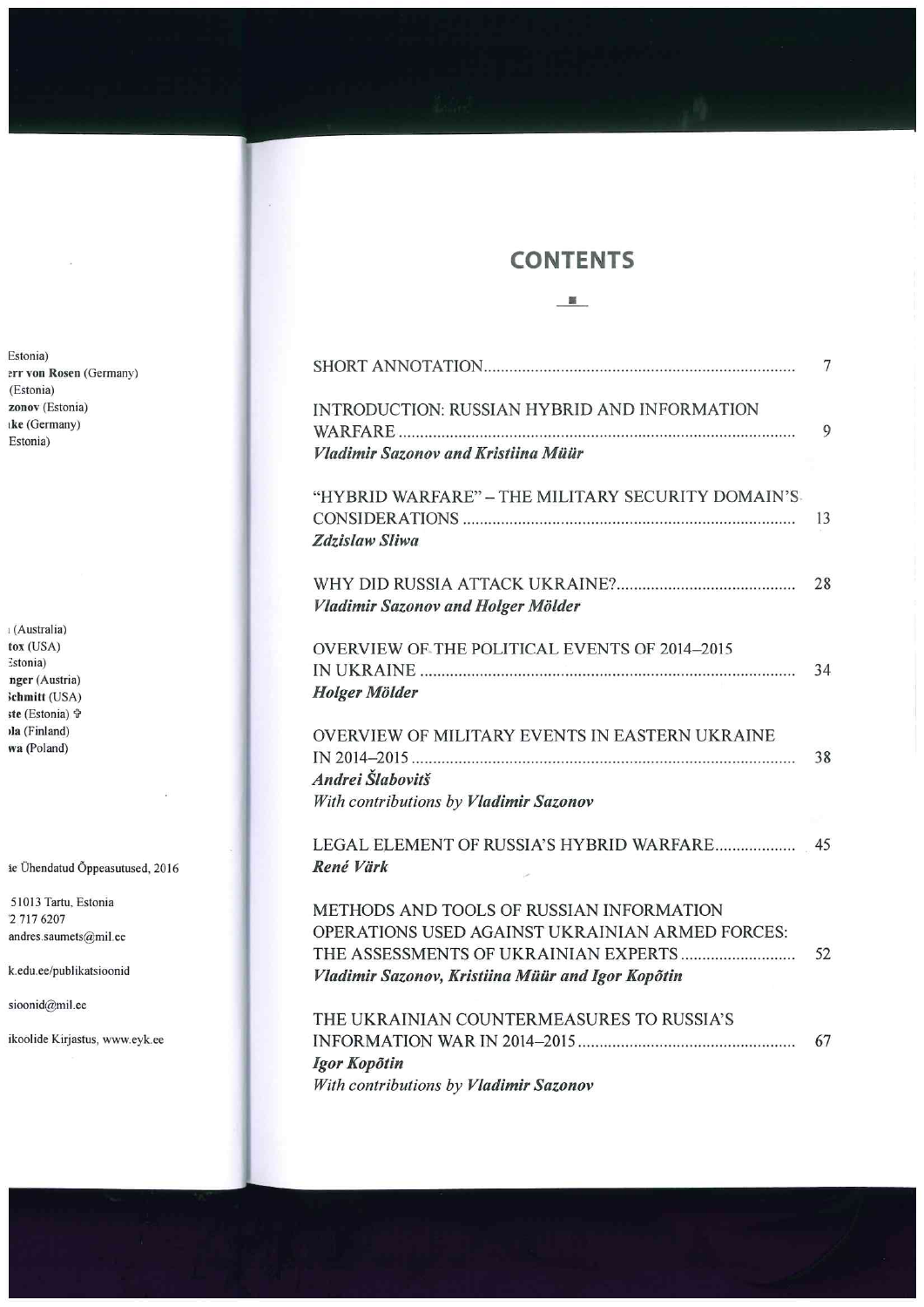# CONTENTS

| | |
|---|---|
| SHORT ANNOTATION | 7 |
| INTRODUCTION: RUSSIAN HYBRID AND INFORMATION WARFARE<br>***Vladimir Sazonov and Kristiina Müür*** | 9 |
| "HYBRID WARFARE" – THE MILITARY SECURITY DOMAIN'S CONSIDERATIONS<br>***Zdzislaw Sliwa*** | 13 |
| WHY DID RUSSIA ATTACK UKRAINE?<br>***Vladimir Sazonov and Holger Mölder*** | 28 |
| OVERVIEW OF THE POLITICAL EVENTS OF 2014–2015 IN UKRAINE<br>***Holger Mölder*** | 34 |
| OVERVIEW OF MILITARY EVENTS IN EASTERN UKRAINE IN 2014–2015<br>***Andrei Šlabovitš***<br>*With contributions by **Vladimir Sazonov*** | 38 |
| LEGAL ELEMENT OF RUSSIA'S HYBRID WARFARE<br>***René Värk*** | 45 |
| METHODS AND TOOLS OF RUSSIAN INFORMATION OPERATIONS USED AGAINST UKRAINIAN ARMED FORCES: THE ASSESSMENTS OF UKRAINIAN EXPERTS<br>***Vladimir Sazonov, Kristiina Müür and Igor Kopõtin*** | 52 |
| THE UKRAINIAN COUNTERMEASURES TO RUSSIA'S INFORMATION WAR IN 2014–2015<br>***Igor Kopõtin***<br>*With contributions by **Vladimir Sazonov*** | 67 |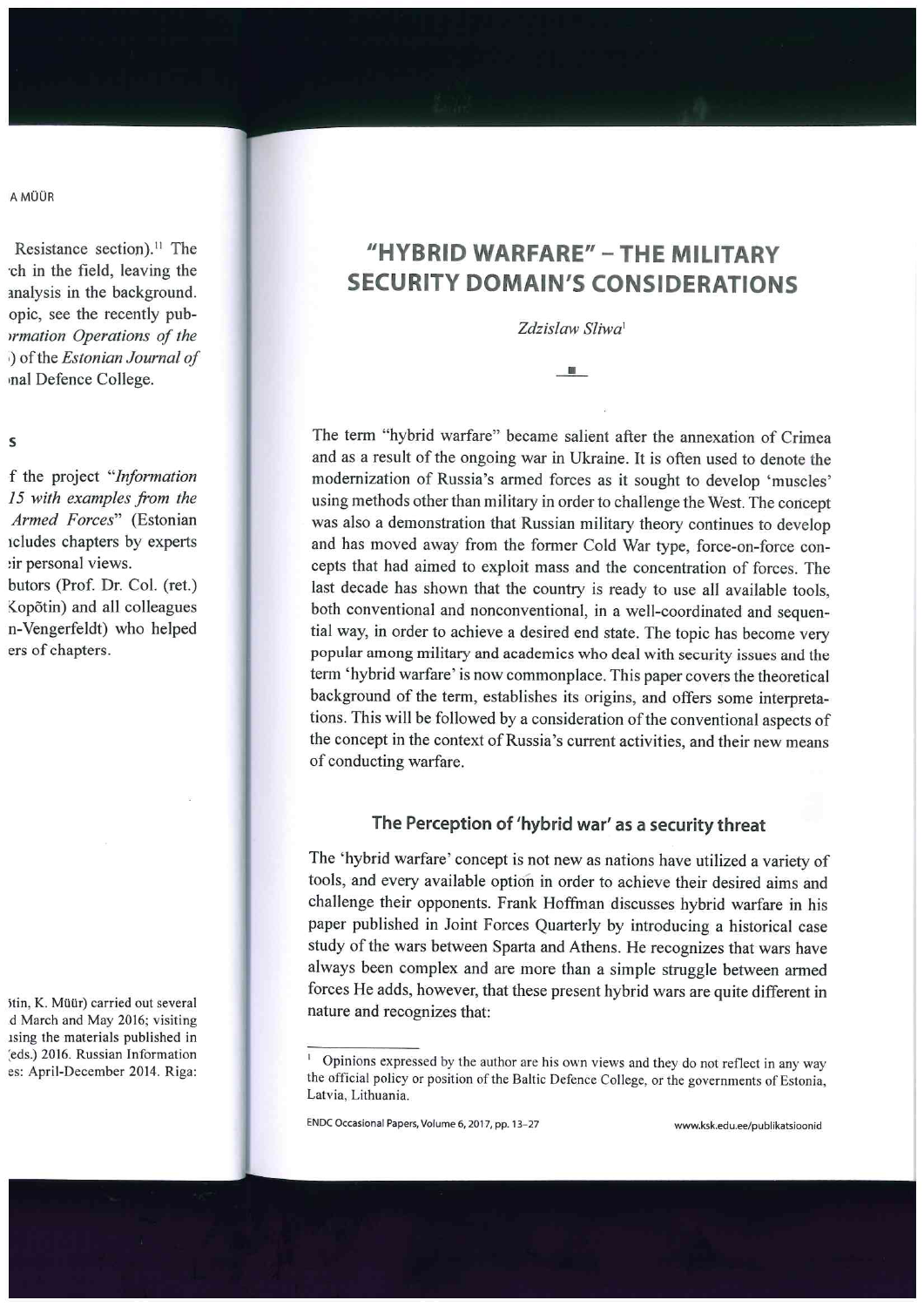# "HYBRID WARFARE" – THE MILITARY SECURITY DOMAIN'S CONSIDERATIONS

*Zdzislaw Sliwa*[1]

The term "hybrid warfare" became salient after the annexation of Crimea and as a result of the ongoing war in Ukraine. It is often used to denote the modernization of Russia's armed forces as it sought to develop 'muscles' using methods other than military in order to challenge the West. The concept was also a demonstration that Russian military theory continues to develop and has moved away from the former Cold War type, force-on-force concepts that had aimed to exploit mass and the concentration of forces. The last decade has shown that the country is ready to use all available tools, both conventional and nonconventional, in a well-coordinated and sequential way, in order to achieve a desired end state. The topic has become very popular among military and academics who deal with security issues and the term 'hybrid warfare' is now commonplace. This paper covers the theoretical background of the term, establishes its origins, and offers some interpretations. This will be followed by a consideration of the conventional aspects of the concept in the context of Russia's current activities, and their new means of conducting warfare.

## The Perception of 'hybrid war' as a security threat

The 'hybrid warfare' concept is not new as nations have utilized a variety of tools, and every available option in order to achieve their desired aims and challenge their opponents. Frank Hoffman discusses hybrid warfare in his paper published in Joint Forces Quarterly by introducing a historical case study of the wars between Sparta and Athens. He recognizes that wars have always been complex and are more than a simple struggle between armed forces He adds, however, that these present hybrid wars are quite different in nature and recognizes that:

---

[1] Opinions expressed by the author are his own views and they do not reflect in any way the official policy or position of the Baltic Defence College, or the governments of Estonia, Latvia, Lithuania.